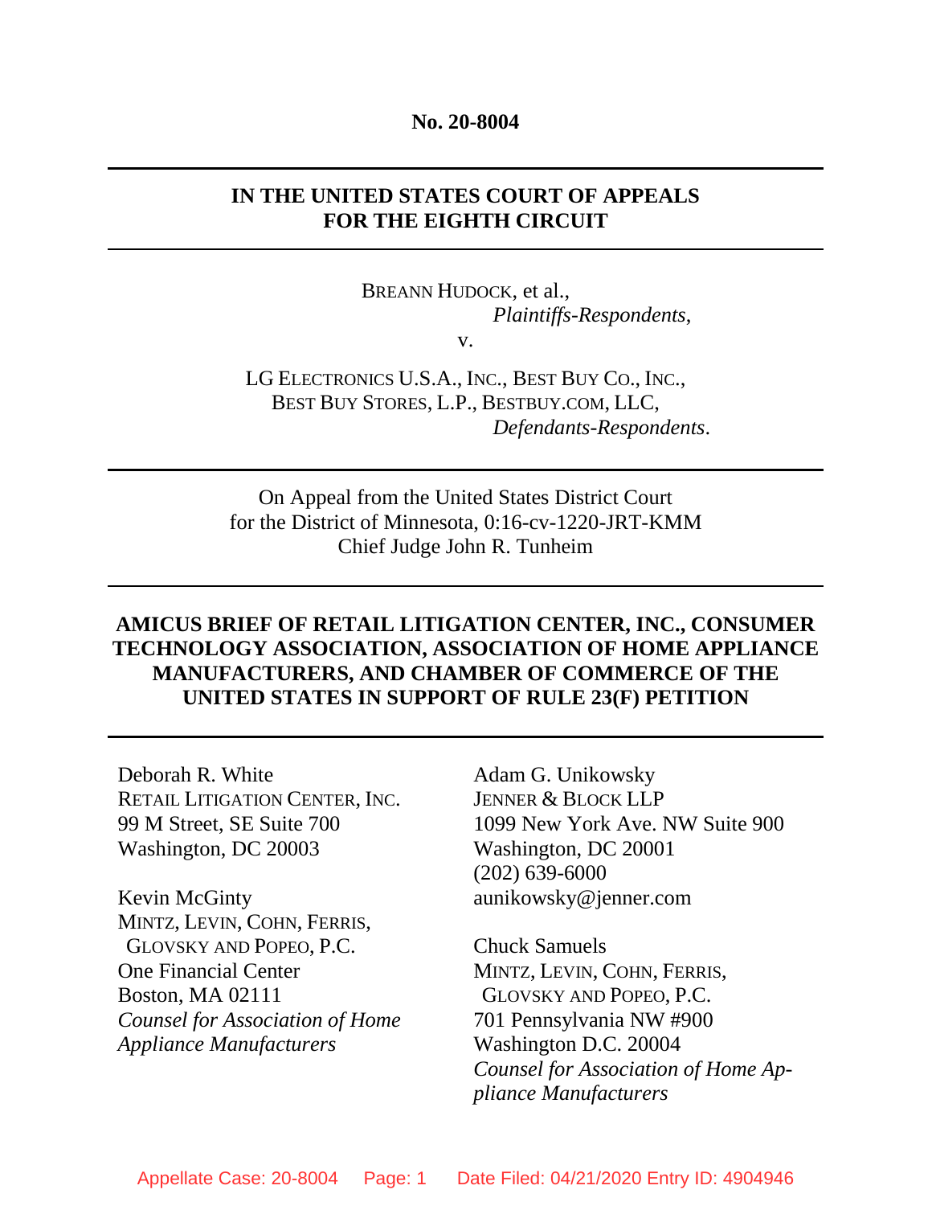**No. 20-8004**

---

**IN THE UNITED STATES COURT OF APPEALS FOR THE EIGHTH CIRCUIT**

---

BREANN HUDOCK, et al.,
*Plaintiffs-Respondents*,

v.

LG ELECTRONICS U.S.A., INC., BEST BUY CO., INC.,
BEST BUY STORES, L.P., BESTBUY.COM, LLC,
*Defendants-Respondents*.

---

On Appeal from the United States District Court
for the District of Minnesota, 0:16-cv-1220-JRT-KMM
Chief Judge John R. Tunheim

---

**AMICUS BRIEF OF RETAIL LITIGATION CENTER, INC., CONSUMER TECHNOLOGY ASSOCIATION, ASSOCIATION OF HOME APPLIANCE MANUFACTURERS, AND CHAMBER OF COMMERCE OF THE UNITED STATES IN SUPPORT OF RULE 23(F) PETITION**

---

Deborah R. White
RETAIL LITIGATION CENTER, INC.
99 M Street, SE Suite 700
Washington, DC 20003

Kevin McGinty
MINTZ, LEVIN, COHN, FERRIS,
GLOVSKY AND POPEO, P.C.
One Financial Center
Boston, MA 02111
*Counsel for Association of Home Appliance Manufacturers*

Adam G. Unikowsky
JENNER & BLOCK LLP
1099 New York Ave. NW Suite 900
Washington, DC 20001
(202) 639-6000
aunikowsky@jenner.com

Chuck Samuels
MINTZ, LEVIN, COHN, FERRIS,
GLOVSKY AND POPEO, P.C.
701 Pennsylvania NW #900
Washington D.C. 20004
*Counsel for Association of Home Appliance Manufacturers*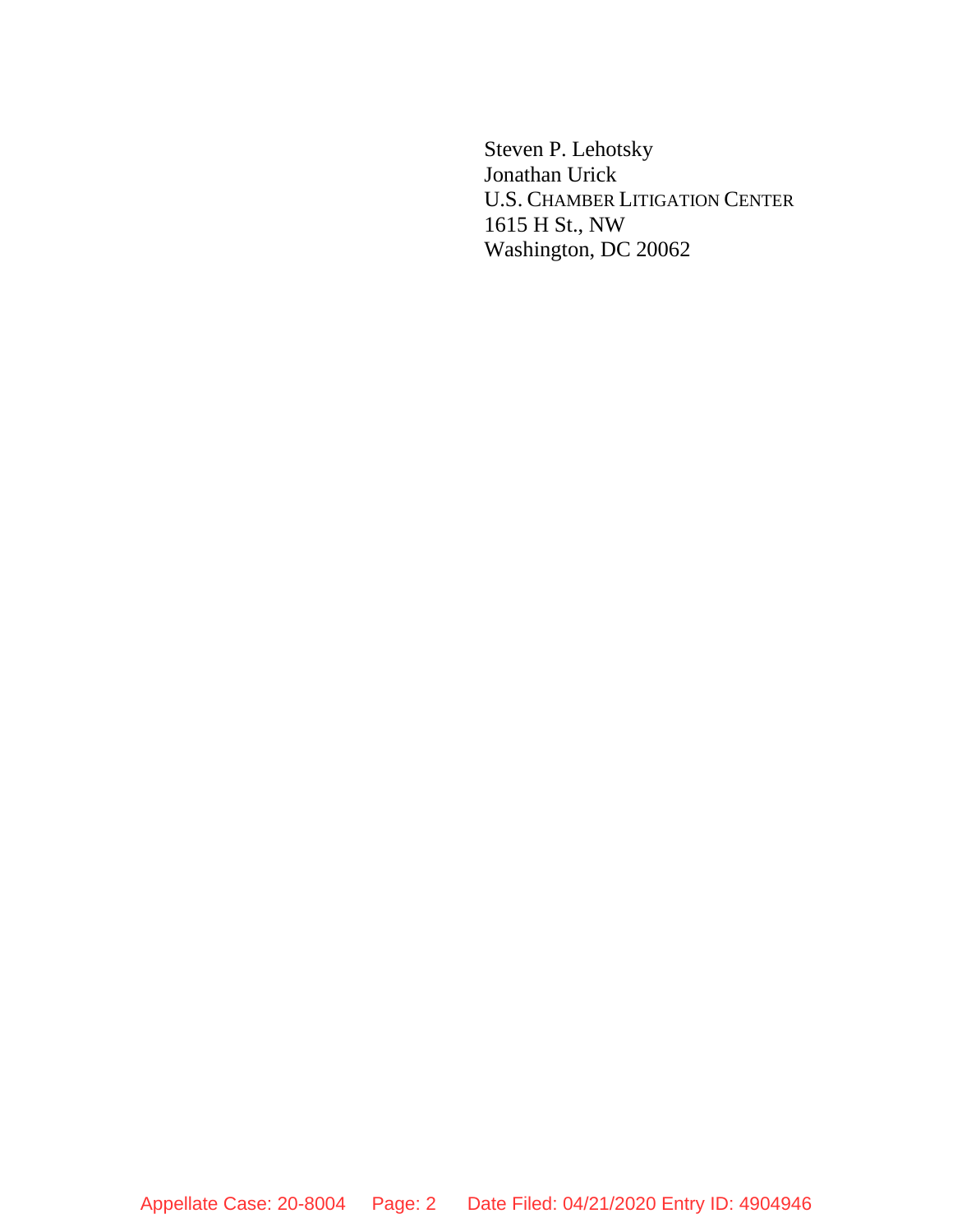Steven P. Lehotsky
Jonathan Urick
U.S. CHAMBER LITIGATION CENTER
1615 H St., NW
Washington, DC 20062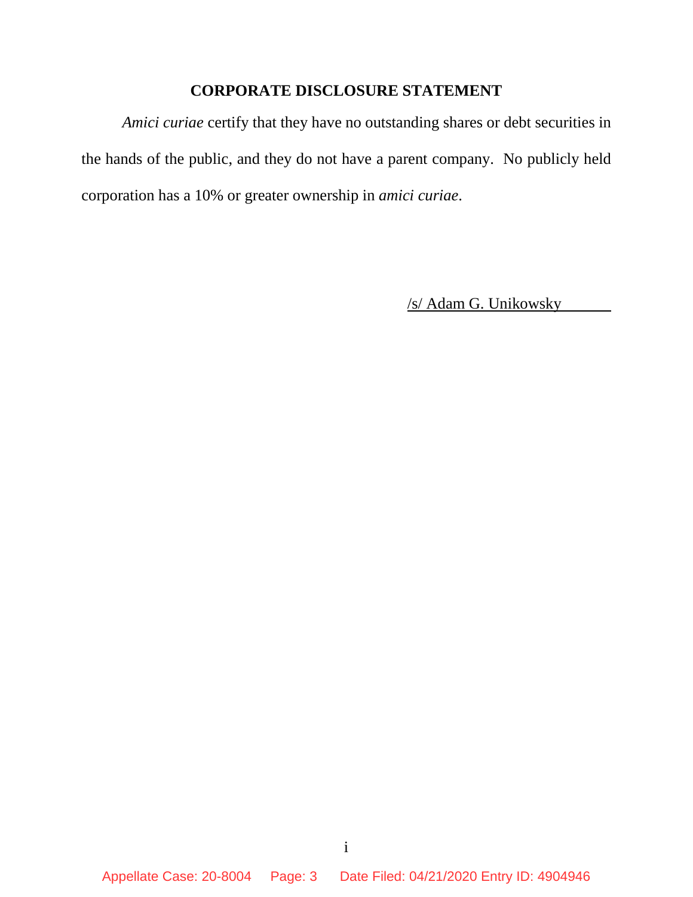## CORPORATE DISCLOSURE STATEMENT

*Amici curiae* certify that they have no outstanding shares or debt securities in the hands of the public, and they do not have a parent company. No publicly held corporation has a 10% or greater ownership in *amici curiae*.

/s/ Adam G. Unikowsky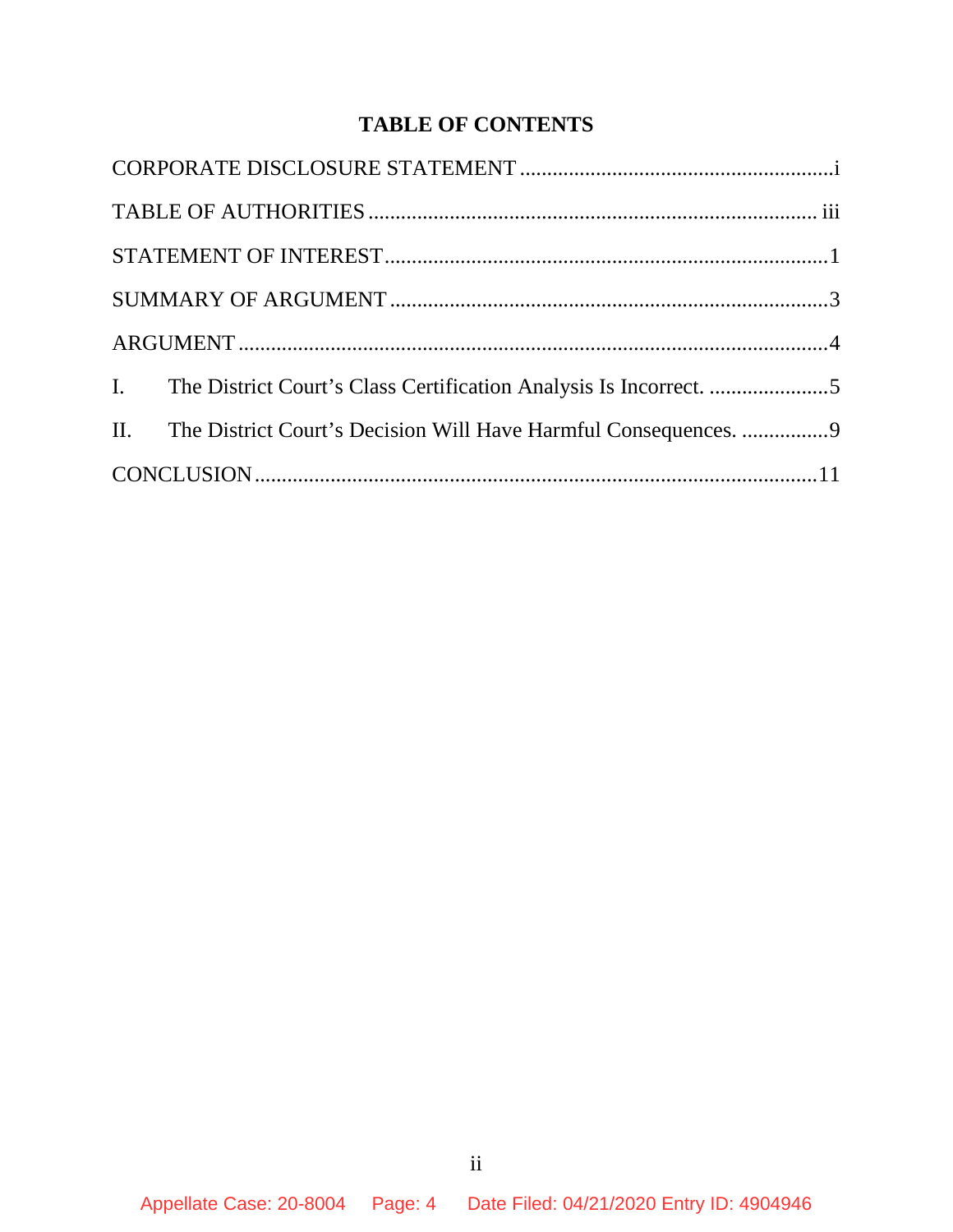## TABLE OF CONTENTS

CORPORATE DISCLOSURE STATEMENT ....................................................... i

TABLE OF AUTHORITIES ........................................................................ iii

STATEMENT OF INTEREST ......................................................................... 1

SUMMARY OF ARGUMENT ......................................................................... 3

ARGUMENT .............................................................................................. 4

I. The District Court's Class Certification Analysis Is Incorrect. ...................... 5

II. The District Court's Decision Will Have Harmful Consequences. ................ 9

CONCLUSION ........................................................................................ 11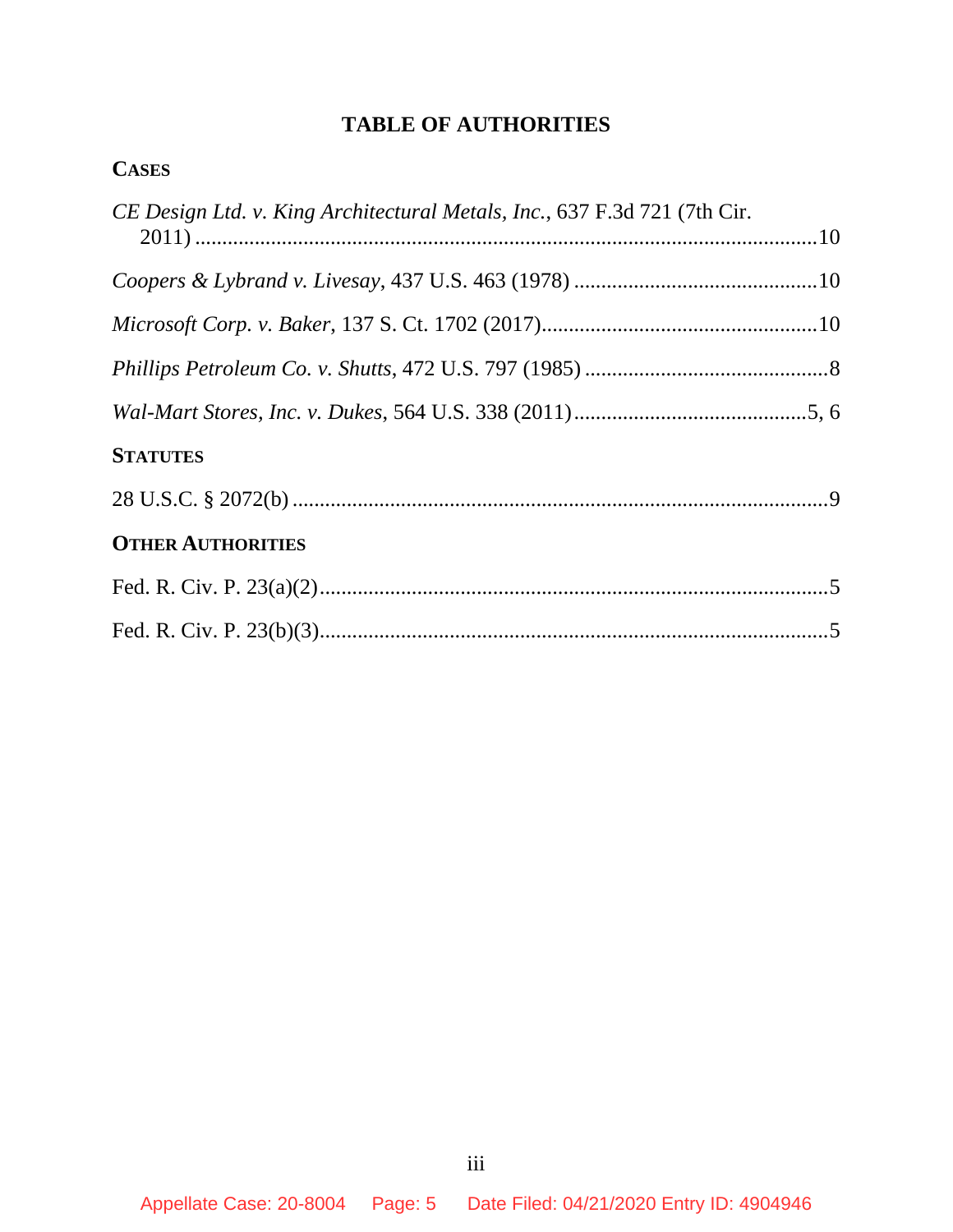# TABLE OF AUTHORITIES

## CASES

*CE Design Ltd. v. King Architectural Metals, Inc.*, 637 F.3d 721 (7th Cir. 2011) .......... 10

*Coopers & Lybrand v. Livesay*, 437 U.S. 463 (1978) .......... 10

*Microsoft Corp. v. Baker*, 137 S. Ct. 1702 (2017) .......... 10

*Phillips Petroleum Co. v. Shutts*, 472 U.S. 797 (1985) .......... 8

*Wal-Mart Stores, Inc. v. Dukes*, 564 U.S. 338 (2011) .......... 5, 6

## STATUTES

28 U.S.C. § 2072(b) .......... 9

## OTHER AUTHORITIES

Fed. R. Civ. P. 23(a)(2) .......... 5

Fed. R. Civ. P. 23(b)(3) .......... 5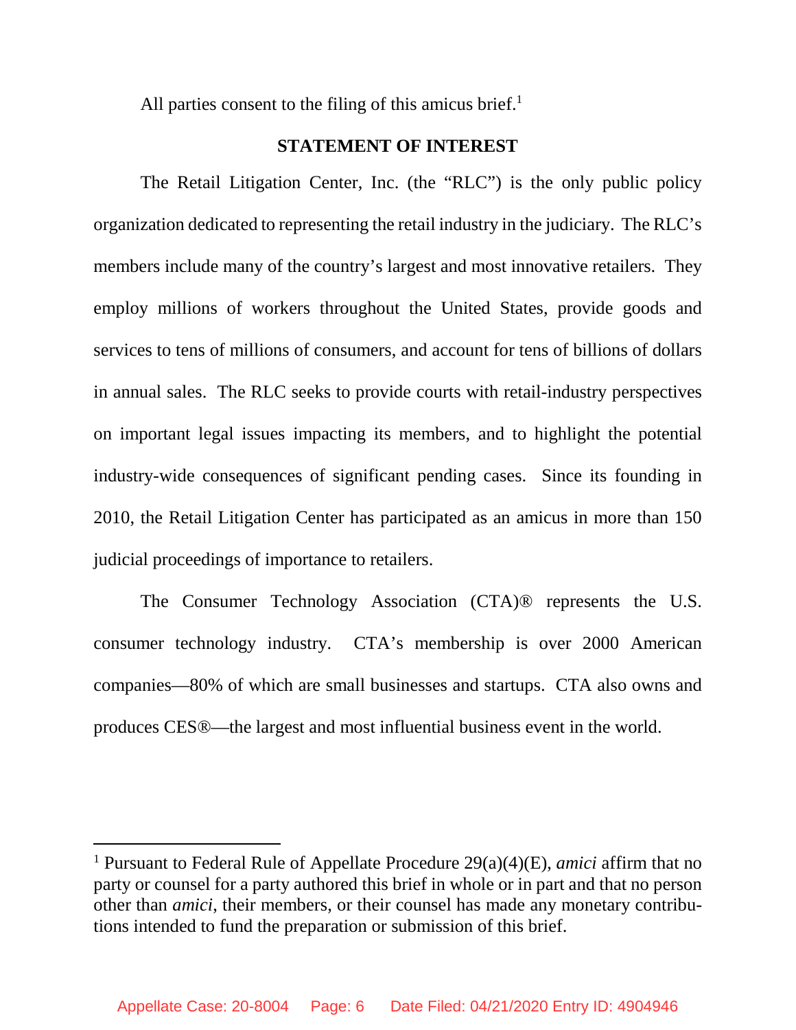All parties consent to the filing of this amicus brief.[1]

## STATEMENT OF INTEREST

The Retail Litigation Center, Inc. (the "RLC") is the only public policy organization dedicated to representing the retail industry in the judiciary. The RLC's members include many of the country's largest and most innovative retailers. They employ millions of workers throughout the United States, provide goods and services to tens of millions of consumers, and account for tens of billions of dollars in annual sales. The RLC seeks to provide courts with retail-industry perspectives on important legal issues impacting its members, and to highlight the potential industry-wide consequences of significant pending cases. Since its founding in 2010, the Retail Litigation Center has participated as an amicus in more than 150 judicial proceedings of importance to retailers.

The Consumer Technology Association (CTA)® represents the U.S. consumer technology industry. CTA's membership is over 2000 American companies—80% of which are small businesses and startups. CTA also owns and produces CES®—the largest and most influential business event in the world.

---

[1] Pursuant to Federal Rule of Appellate Procedure 29(a)(4)(E), *amici* affirm that no party or counsel for a party authored this brief in whole or in part and that no person other than *amici*, their members, or their counsel has made any monetary contributions intended to fund the preparation or submission of this brief.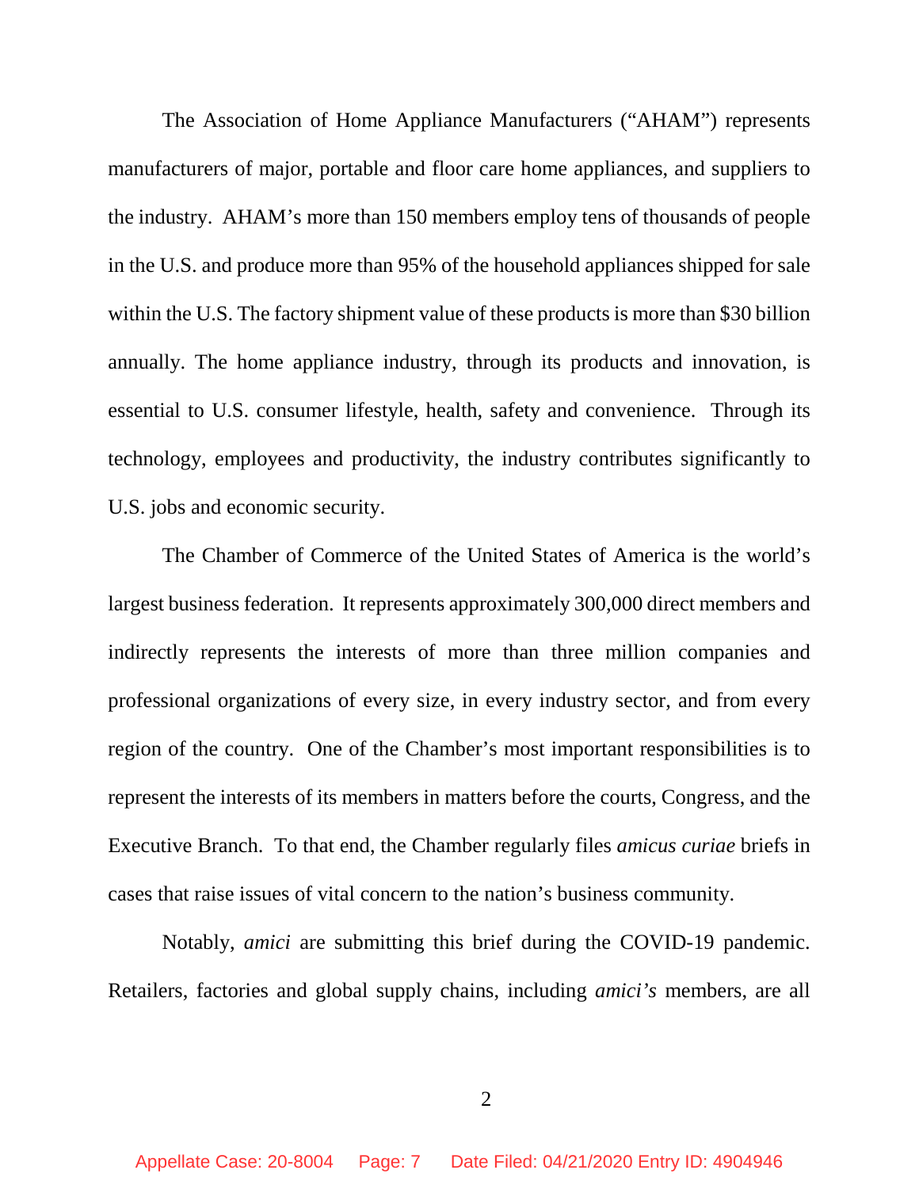The Association of Home Appliance Manufacturers ("AHAM") represents manufacturers of major, portable and floor care home appliances, and suppliers to the industry. AHAM's more than 150 members employ tens of thousands of people in the U.S. and produce more than 95% of the household appliances shipped for sale within the U.S. The factory shipment value of these products is more than $30 billion annually. The home appliance industry, through its products and innovation, is essential to U.S. consumer lifestyle, health, safety and convenience. Through its technology, employees and productivity, the industry contributes significantly to U.S. jobs and economic security.

The Chamber of Commerce of the United States of America is the world's largest business federation. It represents approximately 300,000 direct members and indirectly represents the interests of more than three million companies and professional organizations of every size, in every industry sector, and from every region of the country. One of the Chamber's most important responsibilities is to represent the interests of its members in matters before the courts, Congress, and the Executive Branch. To that end, the Chamber regularly files *amicus curiae* briefs in cases that raise issues of vital concern to the nation's business community.

Notably, *amici* are submitting this brief during the COVID-19 pandemic. Retailers, factories and global supply chains, including *amici's* members, are all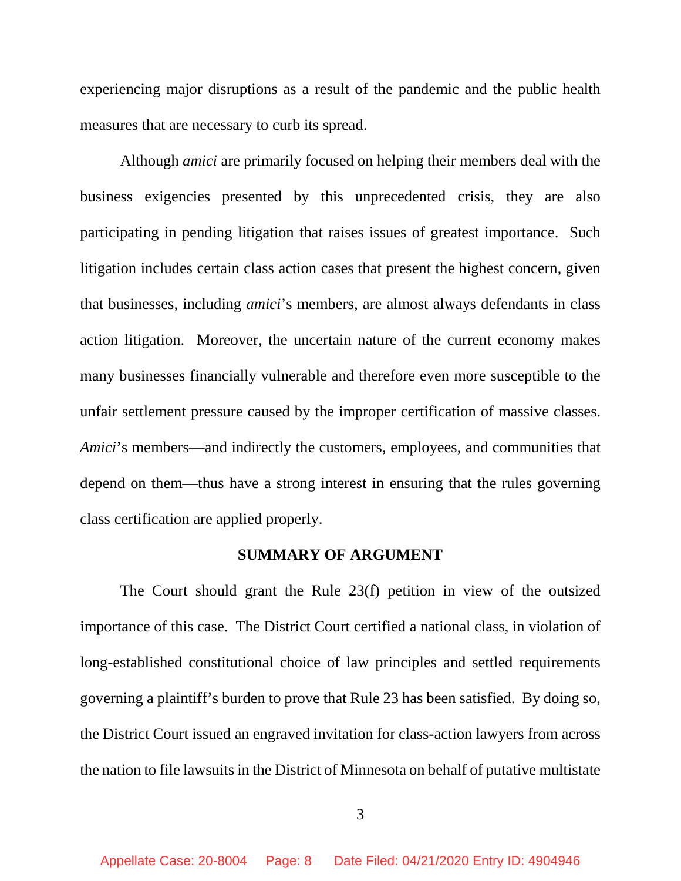experiencing major disruptions as a result of the pandemic and the public health measures that are necessary to curb its spread.

Although *amici* are primarily focused on helping their members deal with the business exigencies presented by this unprecedented crisis, they are also participating in pending litigation that raises issues of greatest importance. Such litigation includes certain class action cases that present the highest concern, given that businesses, including *amici*'s members, are almost always defendants in class action litigation. Moreover, the uncertain nature of the current economy makes many businesses financially vulnerable and therefore even more susceptible to the unfair settlement pressure caused by the improper certification of massive classes. *Amici*'s members—and indirectly the customers, employees, and communities that depend on them—thus have a strong interest in ensuring that the rules governing class certification are applied properly.

## SUMMARY OF ARGUMENT

The Court should grant the Rule 23(f) petition in view of the outsized importance of this case. The District Court certified a national class, in violation of long-established constitutional choice of law principles and settled requirements governing a plaintiff's burden to prove that Rule 23 has been satisfied. By doing so, the District Court issued an engraved invitation for class-action lawyers from across the nation to file lawsuits in the District of Minnesota on behalf of putative multistate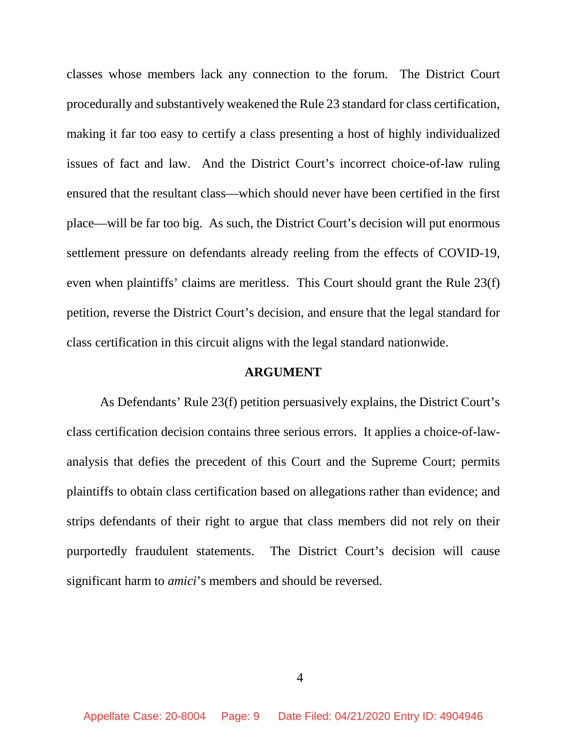classes whose members lack any connection to the forum. The District Court procedurally and substantively weakened the Rule 23 standard for class certification, making it far too easy to certify a class presenting a host of highly individualized issues of fact and law. And the District Court's incorrect choice-of-law ruling ensured that the resultant class—which should never have been certified in the first place—will be far too big. As such, the District Court's decision will put enormous settlement pressure on defendants already reeling from the effects of COVID-19, even when plaintiffs' claims are meritless. This Court should grant the Rule 23(f) petition, reverse the District Court's decision, and ensure that the legal standard for class certification in this circuit aligns with the legal standard nationwide.

## ARGUMENT

As Defendants' Rule 23(f) petition persuasively explains, the District Court's class certification decision contains three serious errors. It applies a choice-of-law-analysis that defies the precedent of this Court and the Supreme Court; permits plaintiffs to obtain class certification based on allegations rather than evidence; and strips defendants of their right to argue that class members did not rely on their purportedly fraudulent statements. The District Court's decision will cause significant harm to *amici*'s members and should be reversed.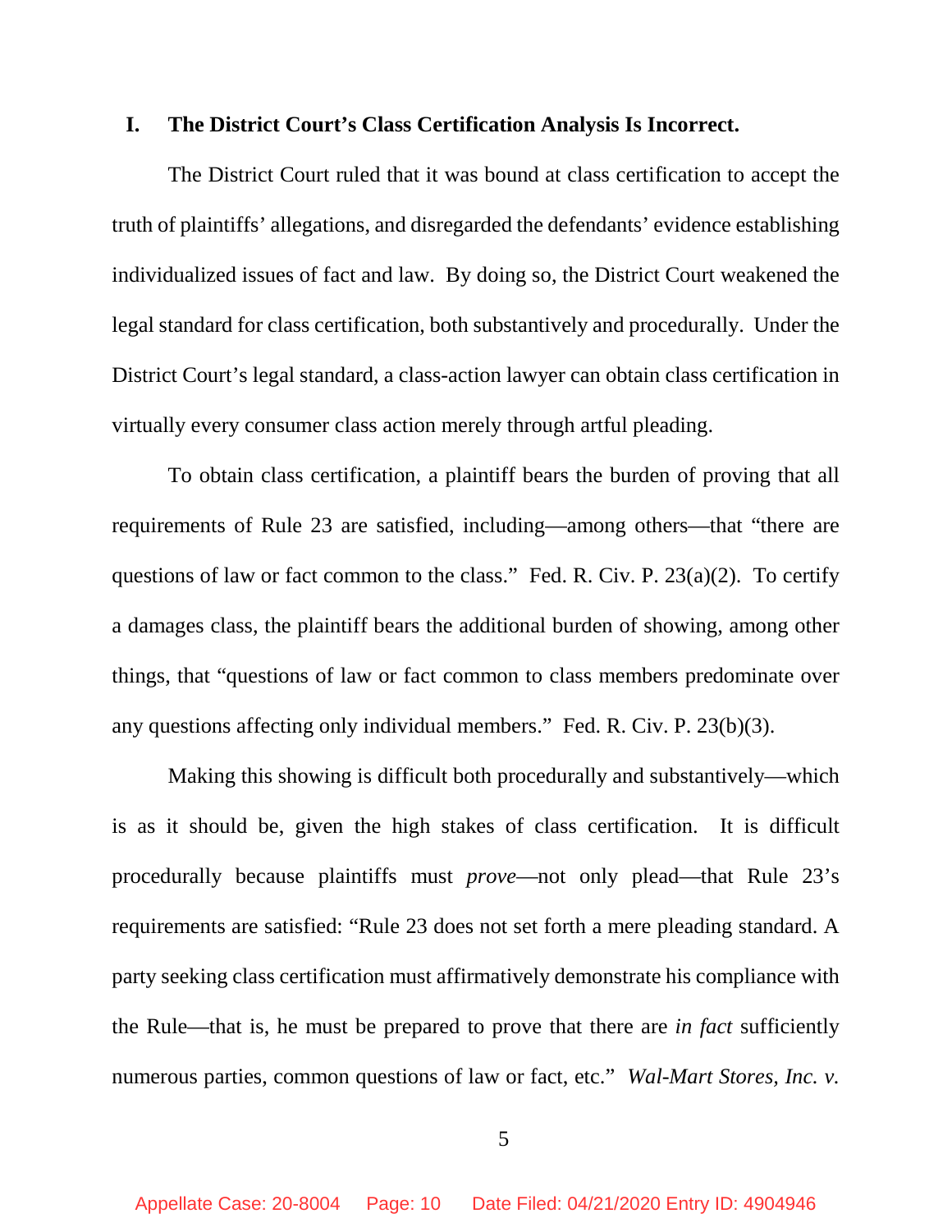## I. The District Court's Class Certification Analysis Is Incorrect.

The District Court ruled that it was bound at class certification to accept the truth of plaintiffs' allegations, and disregarded the defendants' evidence establishing individualized issues of fact and law. By doing so, the District Court weakened the legal standard for class certification, both substantively and procedurally. Under the District Court's legal standard, a class-action lawyer can obtain class certification in virtually every consumer class action merely through artful pleading.

To obtain class certification, a plaintiff bears the burden of proving that all requirements of Rule 23 are satisfied, including—among others—that "there are questions of law or fact common to the class." Fed. R. Civ. P. 23(a)(2). To certify a damages class, the plaintiff bears the additional burden of showing, among other things, that "questions of law or fact common to class members predominate over any questions affecting only individual members." Fed. R. Civ. P. 23(b)(3).

Making this showing is difficult both procedurally and substantively—which is as it should be, given the high stakes of class certification. It is difficult procedurally because plaintiffs must *prove*—not only plead—that Rule 23's requirements are satisfied: "Rule 23 does not set forth a mere pleading standard. A party seeking class certification must affirmatively demonstrate his compliance with the Rule—that is, he must be prepared to prove that there are *in fact* sufficiently numerous parties, common questions of law or fact, etc." *Wal-Mart Stores, Inc. v.*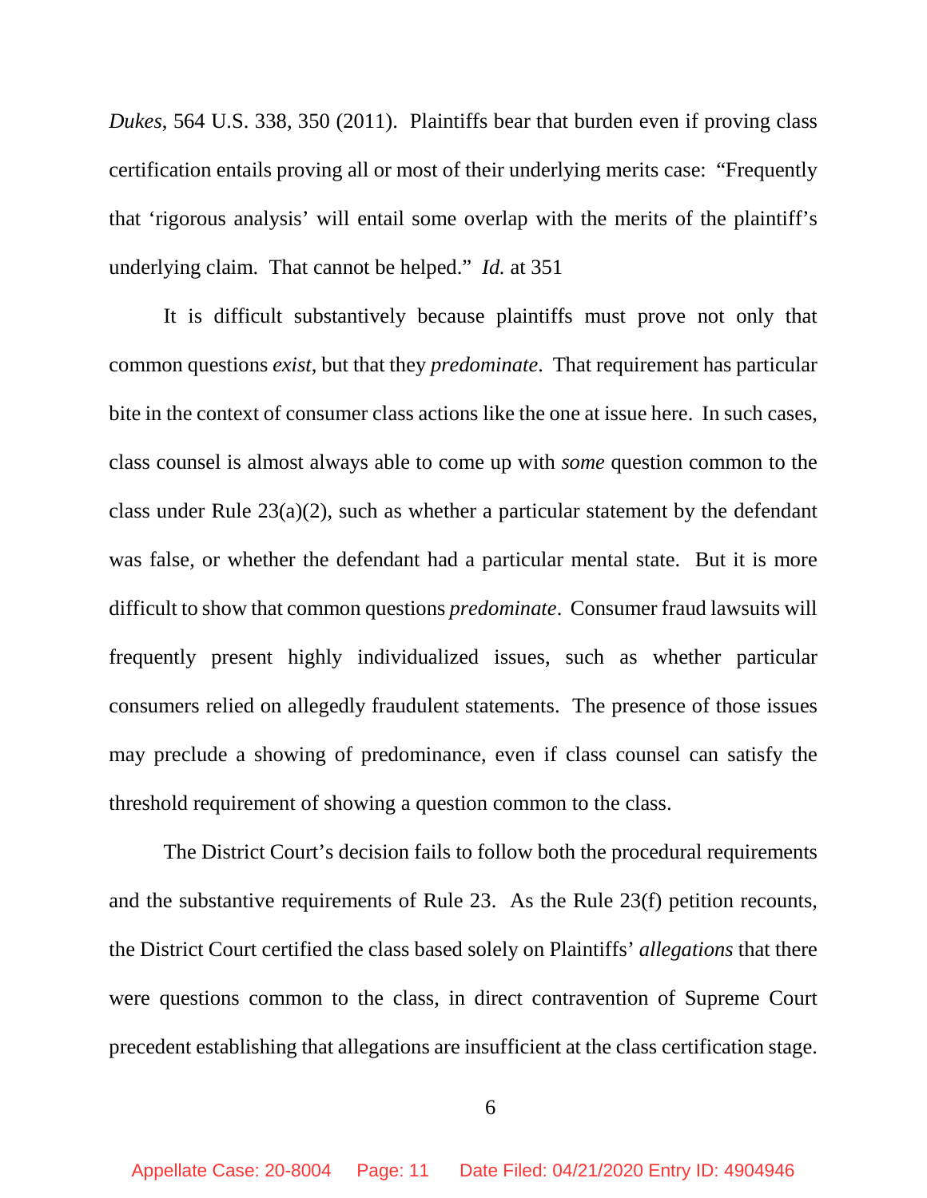*Dukes*, 564 U.S. 338, 350 (2011). Plaintiffs bear that burden even if proving class certification entails proving all or most of their underlying merits case: "Frequently that 'rigorous analysis' will entail some overlap with the merits of the plaintiff's underlying claim. That cannot be helped." *Id.* at 351

It is difficult substantively because plaintiffs must prove not only that common questions *exist*, but that they *predominate*. That requirement has particular bite in the context of consumer class actions like the one at issue here. In such cases, class counsel is almost always able to come up with *some* question common to the class under Rule 23(a)(2), such as whether a particular statement by the defendant was false, or whether the defendant had a particular mental state. But it is more difficult to show that common questions *predominate*. Consumer fraud lawsuits will frequently present highly individualized issues, such as whether particular consumers relied on allegedly fraudulent statements. The presence of those issues may preclude a showing of predominance, even if class counsel can satisfy the threshold requirement of showing a question common to the class.

The District Court's decision fails to follow both the procedural requirements and the substantive requirements of Rule 23. As the Rule 23(f) petition recounts, the District Court certified the class based solely on Plaintiffs' *allegations* that there were questions common to the class, in direct contravention of Supreme Court precedent establishing that allegations are insufficient at the class certification stage.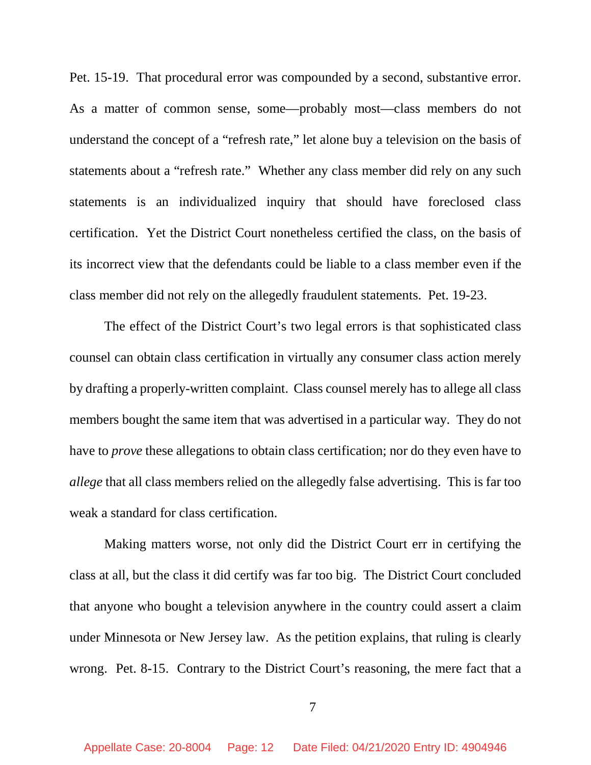Pet. 15-19. That procedural error was compounded by a second, substantive error. As a matter of common sense, some—probably most—class members do not understand the concept of a "refresh rate," let alone buy a television on the basis of statements about a "refresh rate." Whether any class member did rely on any such statements is an individualized inquiry that should have foreclosed class certification. Yet the District Court nonetheless certified the class, on the basis of its incorrect view that the defendants could be liable to a class member even if the class member did not rely on the allegedly fraudulent statements. Pet. 19-23.

The effect of the District Court's two legal errors is that sophisticated class counsel can obtain class certification in virtually any consumer class action merely by drafting a properly-written complaint. Class counsel merely has to allege all class members bought the same item that was advertised in a particular way. They do not have to *prove* these allegations to obtain class certification; nor do they even have to *allege* that all class members relied on the allegedly false advertising. This is far too weak a standard for class certification.

Making matters worse, not only did the District Court err in certifying the class at all, but the class it did certify was far too big. The District Court concluded that anyone who bought a television anywhere in the country could assert a claim under Minnesota or New Jersey law. As the petition explains, that ruling is clearly wrong. Pet. 8-15. Contrary to the District Court's reasoning, the mere fact that a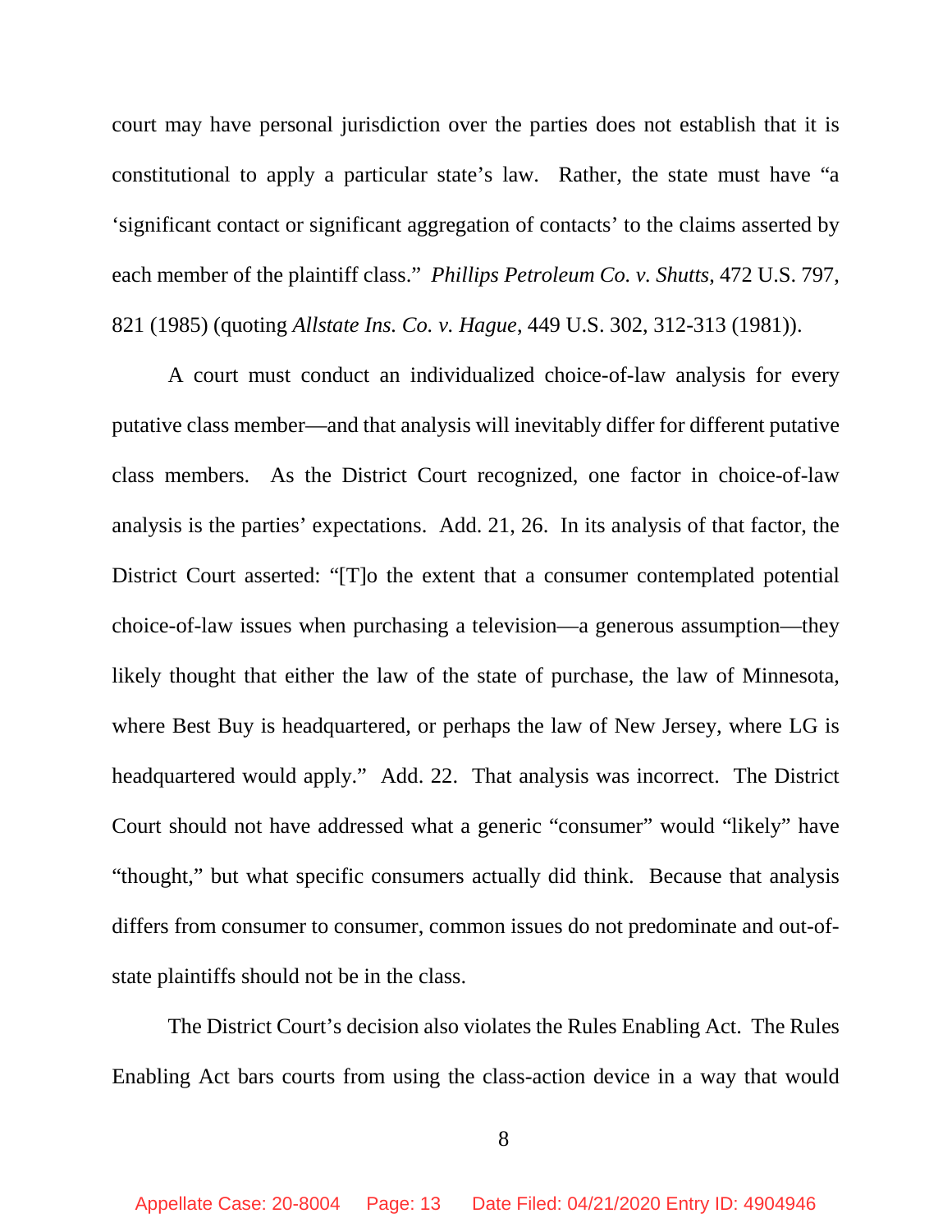court may have personal jurisdiction over the parties does not establish that it is constitutional to apply a particular state's law. Rather, the state must have "a 'significant contact or significant aggregation of contacts' to the claims asserted by each member of the plaintiff class." *Phillips Petroleum Co. v. Shutts*, 472 U.S. 797, 821 (1985) (quoting *Allstate Ins. Co. v. Hague*, 449 U.S. 302, 312-313 (1981)).

A court must conduct an individualized choice-of-law analysis for every putative class member—and that analysis will inevitably differ for different putative class members. As the District Court recognized, one factor in choice-of-law analysis is the parties' expectations. Add. 21, 26. In its analysis of that factor, the District Court asserted: "[T]o the extent that a consumer contemplated potential choice-of-law issues when purchasing a television—a generous assumption—they likely thought that either the law of the state of purchase, the law of Minnesota, where Best Buy is headquartered, or perhaps the law of New Jersey, where LG is headquartered would apply." Add. 22. That analysis was incorrect. The District Court should not have addressed what a generic "consumer" would "likely" have "thought," but what specific consumers actually did think. Because that analysis differs from consumer to consumer, common issues do not predominate and out-of-state plaintiffs should not be in the class.

The District Court's decision also violates the Rules Enabling Act. The Rules Enabling Act bars courts from using the class-action device in a way that would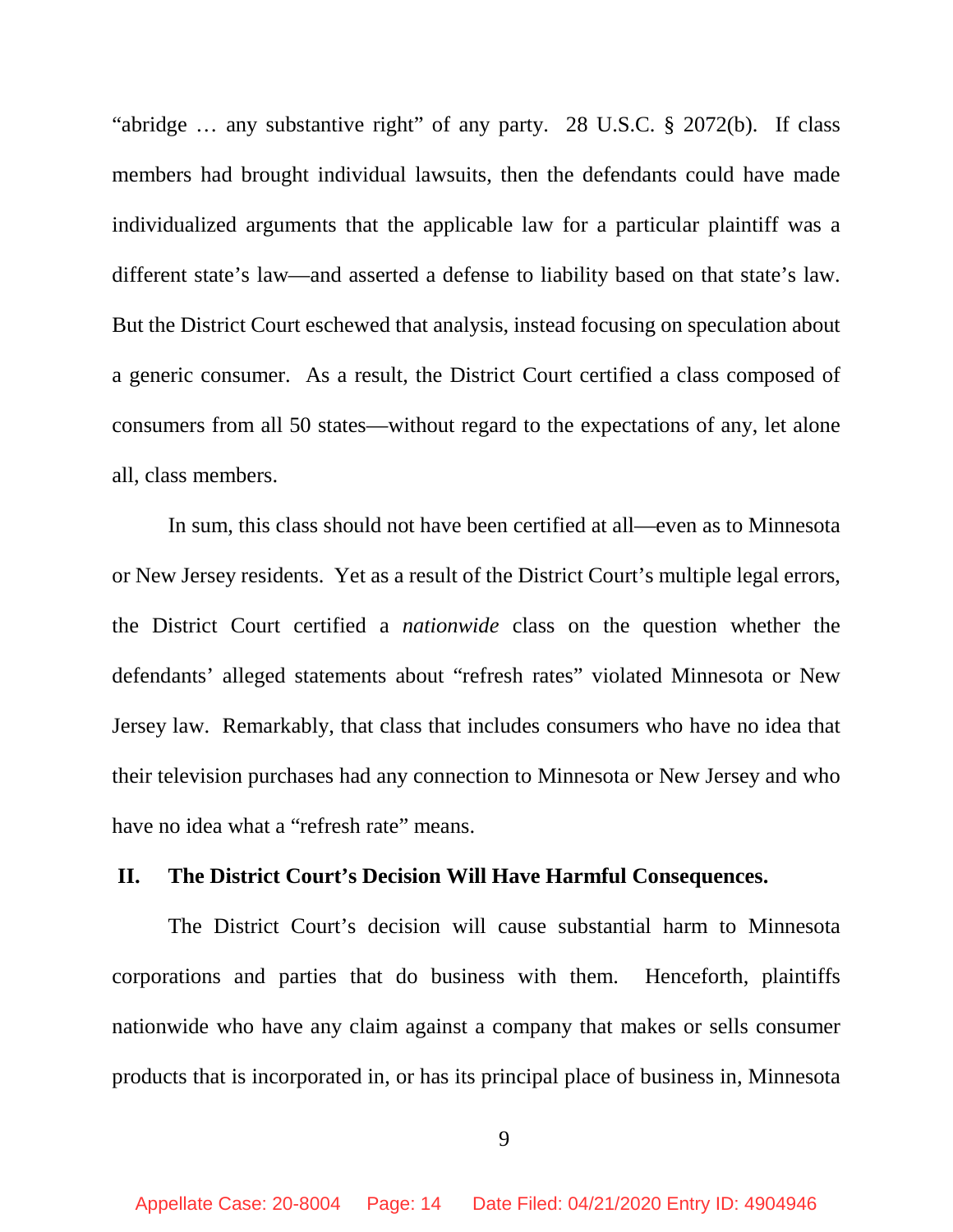"abridge … any substantive right" of any party. 28 U.S.C. § 2072(b). If class members had brought individual lawsuits, then the defendants could have made individualized arguments that the applicable law for a particular plaintiff was a different state's law—and asserted a defense to liability based on that state's law. But the District Court eschewed that analysis, instead focusing on speculation about a generic consumer. As a result, the District Court certified a class composed of consumers from all 50 states—without regard to the expectations of any, let alone all, class members.

In sum, this class should not have been certified at all—even as to Minnesota or New Jersey residents. Yet as a result of the District Court's multiple legal errors, the District Court certified a *nationwide* class on the question whether the defendants' alleged statements about "refresh rates" violated Minnesota or New Jersey law. Remarkably, that class that includes consumers who have no idea that their television purchases had any connection to Minnesota or New Jersey and who have no idea what a "refresh rate" means.

## II. The District Court's Decision Will Have Harmful Consequences.

The District Court's decision will cause substantial harm to Minnesota corporations and parties that do business with them. Henceforth, plaintiffs nationwide who have any claim against a company that makes or sells consumer products that is incorporated in, or has its principal place of business in, Minnesota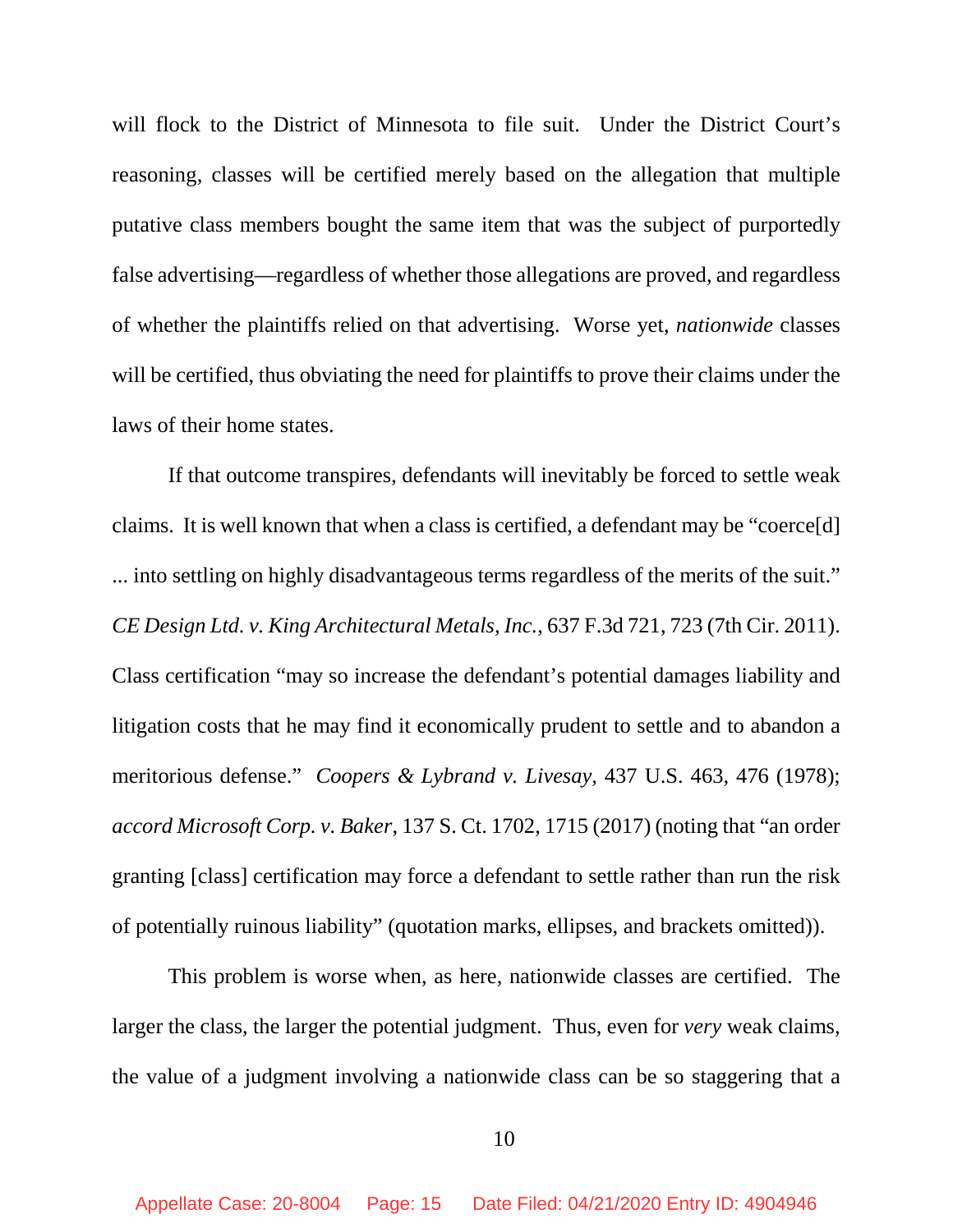will flock to the District of Minnesota to file suit. Under the District Court's reasoning, classes will be certified merely based on the allegation that multiple putative class members bought the same item that was the subject of purportedly false advertising—regardless of whether those allegations are proved, and regardless of whether the plaintiffs relied on that advertising. Worse yet, *nationwide* classes will be certified, thus obviating the need for plaintiffs to prove their claims under the laws of their home states.

If that outcome transpires, defendants will inevitably be forced to settle weak claims. It is well known that when a class is certified, a defendant may be "coerce[d] ... into settling on highly disadvantageous terms regardless of the merits of the suit." *CE Design Ltd. v. King Architectural Metals, Inc.*, 637 F.3d 721, 723 (7th Cir. 2011). Class certification "may so increase the defendant's potential damages liability and litigation costs that he may find it economically prudent to settle and to abandon a meritorious defense." *Coopers & Lybrand v. Livesay*, 437 U.S. 463, 476 (1978); *accord Microsoft Corp. v. Baker*, 137 S. Ct. 1702, 1715 (2017) (noting that "an order granting [class] certification may force a defendant to settle rather than run the risk of potentially ruinous liability" (quotation marks, ellipses, and brackets omitted)).

This problem is worse when, as here, nationwide classes are certified. The larger the class, the larger the potential judgment. Thus, even for *very* weak claims, the value of a judgment involving a nationwide class can be so staggering that a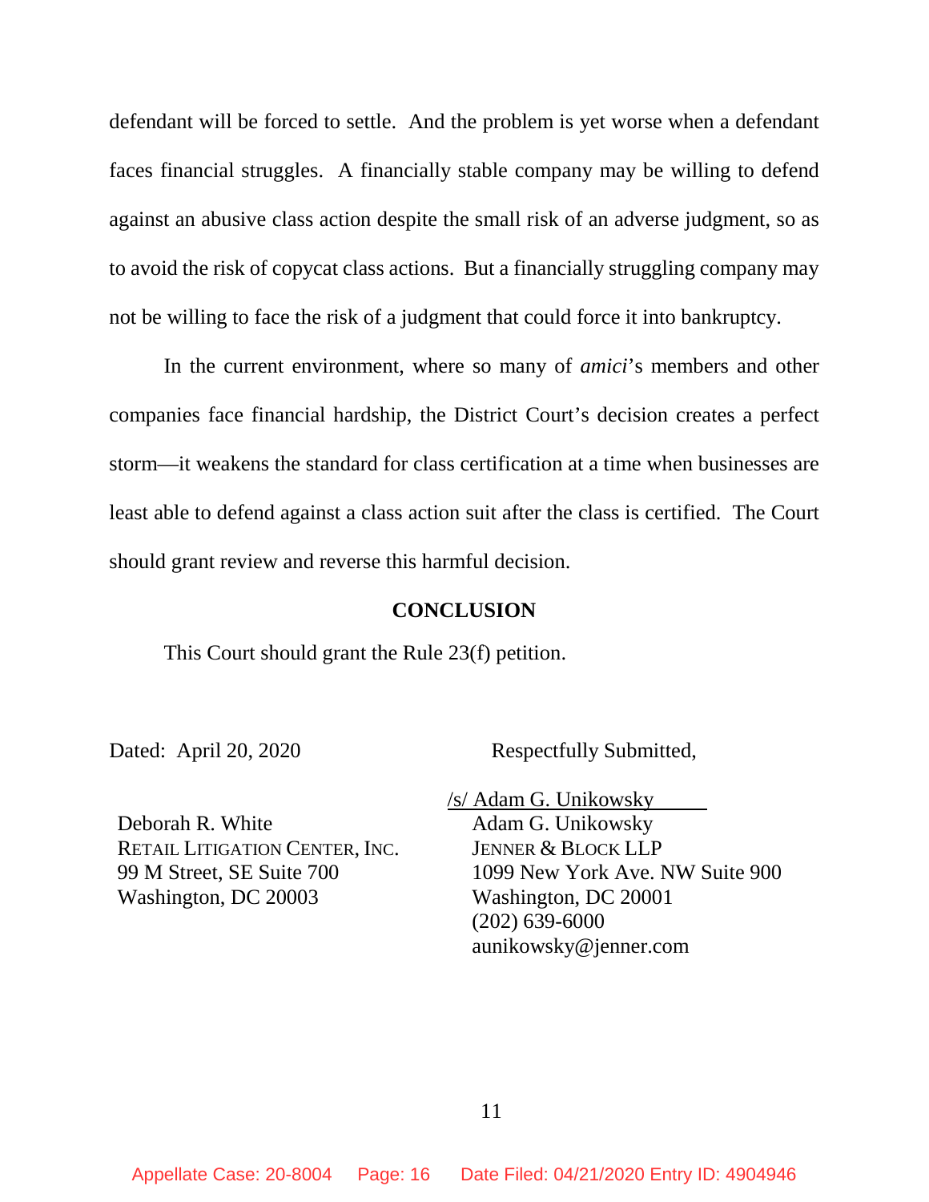defendant will be forced to settle. And the problem is yet worse when a defendant faces financial struggles. A financially stable company may be willing to defend against an abusive class action despite the small risk of an adverse judgment, so as to avoid the risk of copycat class actions. But a financially struggling company may not be willing to face the risk of a judgment that could force it into bankruptcy.

In the current environment, where so many of *amici*'s members and other companies face financial hardship, the District Court's decision creates a perfect storm—it weakens the standard for class certification at a time when businesses are least able to defend against a class action suit after the class is certified. The Court should grant review and reverse this harmful decision.

## CONCLUSION

This Court should grant the Rule 23(f) petition.

Dated: April 20, 2020

Respectfully Submitted,

/s/ Adam G. Unikowsky
Adam G. Unikowsky
JENNER & BLOCK LLP
1099 New York Ave. NW Suite 900
Washington, DC 20001
(202) 639-6000
aunikowsky@jenner.com

Deborah R. White
RETAIL LITIGATION CENTER, INC.
99 M Street, SE Suite 700
Washington, DC 20003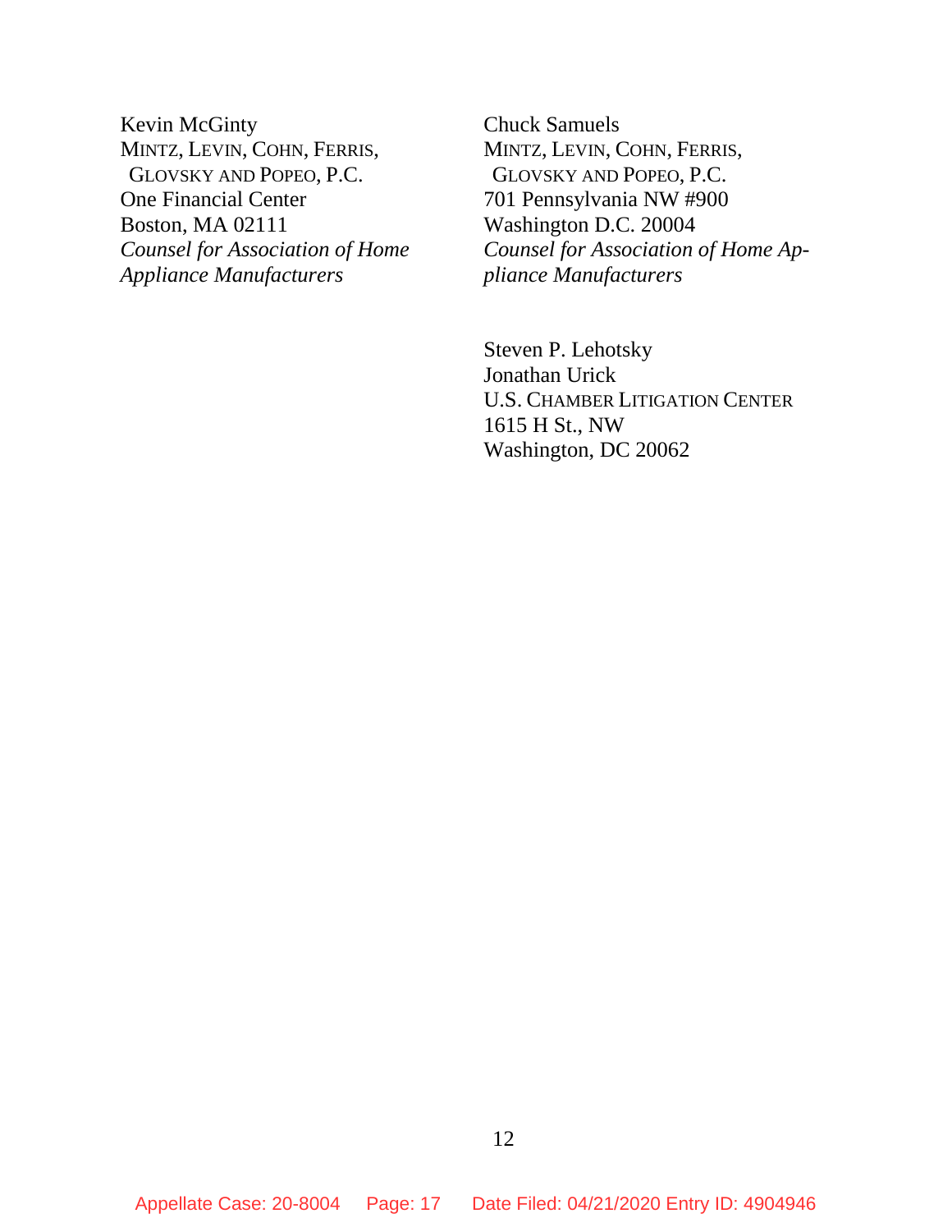Kevin McGinty
MINTZ, LEVIN, COHN, FERRIS,
GLOVSKY AND POPEO, P.C.
One Financial Center
Boston, MA 02111
*Counsel for Association of Home Appliance Manufacturers*

Chuck Samuels
MINTZ, LEVIN, COHN, FERRIS,
GLOVSKY AND POPEO, P.C.
701 Pennsylvania NW #900
Washington D.C. 20004
*Counsel for Association of Home Appliance Manufacturers*

Steven P. Lehotsky
Jonathan Urick
U.S. CHAMBER LITIGATION CENTER
1615 H St., NW
Washington, DC 20062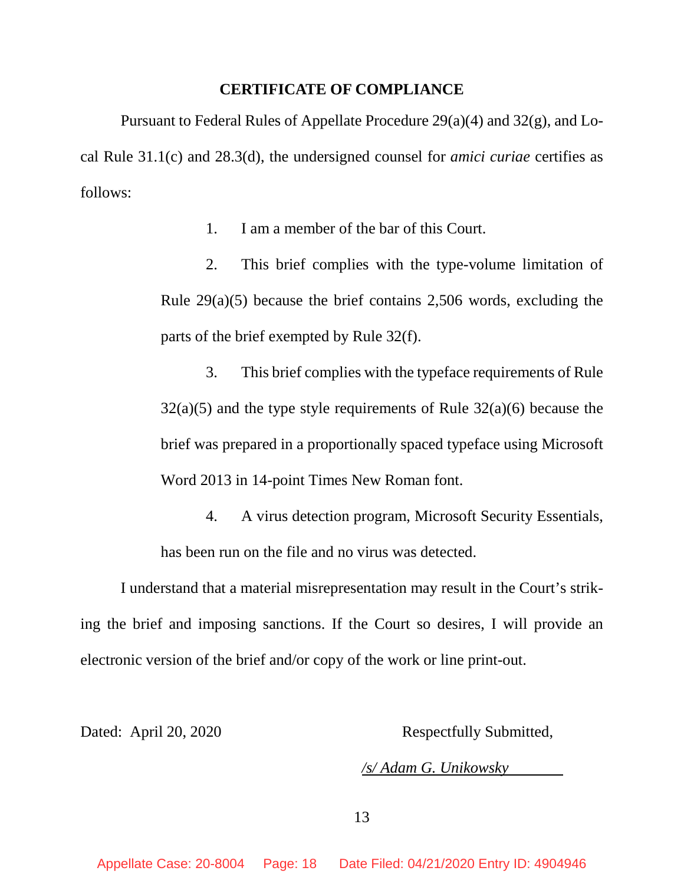## CERTIFICATE OF COMPLIANCE

Pursuant to Federal Rules of Appellate Procedure 29(a)(4) and 32(g), and Local Rule 31.1(c) and 28.3(d), the undersigned counsel for *amici curiae* certifies as follows:

1. I am a member of the bar of this Court.

2. This brief complies with the type-volume limitation of Rule 29(a)(5) because the brief contains 2,506 words, excluding the parts of the brief exempted by Rule 32(f).

3. This brief complies with the typeface requirements of Rule 32(a)(5) and the type style requirements of Rule 32(a)(6) because the brief was prepared in a proportionally spaced typeface using Microsoft Word 2013 in 14-point Times New Roman font.

4. A virus detection program, Microsoft Security Essentials, has been run on the file and no virus was detected.

I understand that a material misrepresentation may result in the Court's striking the brief and imposing sanctions. If the Court so desires, I will provide an electronic version of the brief and/or copy of the work or line print-out.

Dated: April 20, 2020

Respectfully Submitted,

*/s/ Adam G. Unikowsky*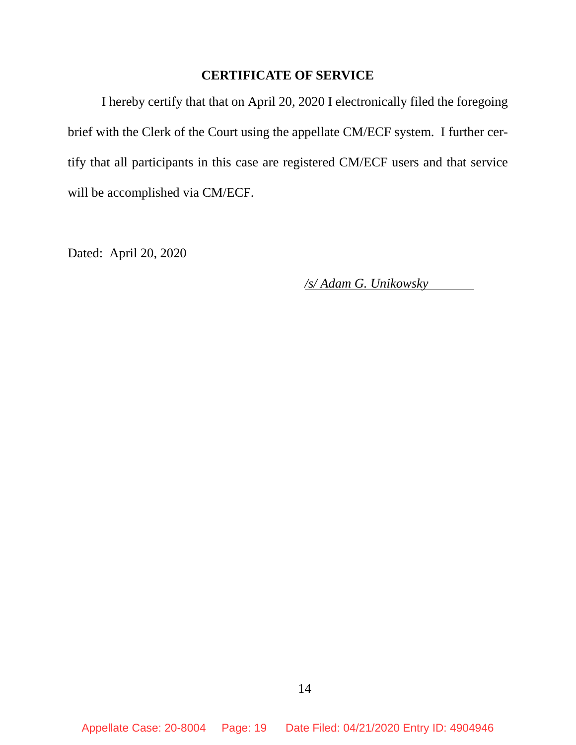## CERTIFICATE OF SERVICE

I hereby certify that that on April 20, 2020 I electronically filed the foregoing brief with the Clerk of the Court using the appellate CM/ECF system. I further certify that all participants in this case are registered CM/ECF users and that service will be accomplished via CM/ECF.

Dated: April 20, 2020

*/s/ Adam G. Unikowsky*